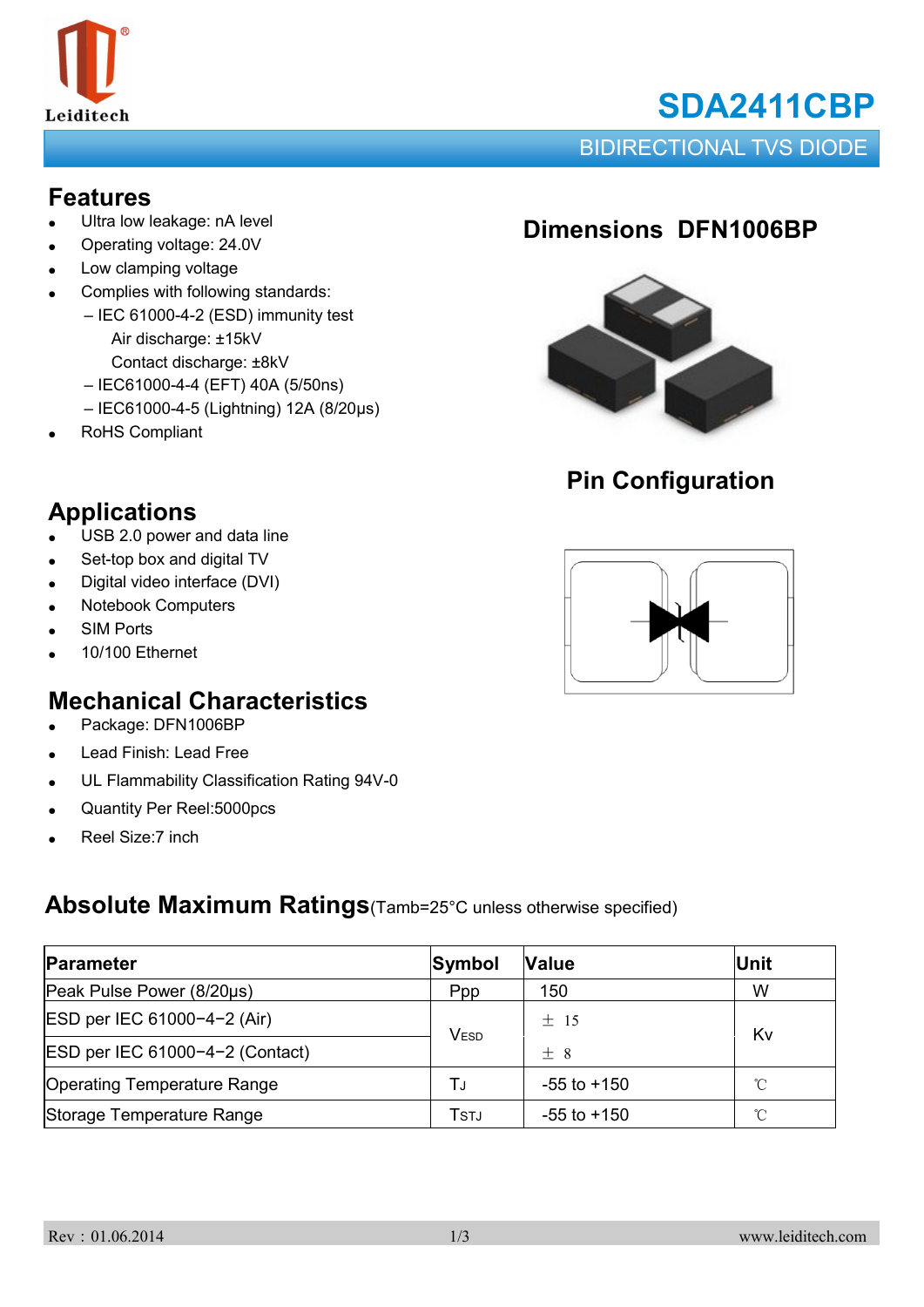# SDA2411CBP

## BIDIRECTIONAL TVS DIODE

## Features

- Ultra low leakage: nA level
- Operating voltage: 24.0V
- Low clamping voltage
- Complies with following standards:
  - – IEC 61000-4-2 (ESD) immunity test
    - Air discharge: ±15kV
    - Contact discharge: ±8kV
  - – IEC61000-4-4 (EFT) 40A (5/50ns)
  - – IEC61000-4-5 (Lightning) 12A (8/20μs)
- RoHS Compliant

## Dimensions DFN1006BP

## Pin Configuration

## Applications

- USB 2.0 power and data line
- Set-top box and digital TV
- Digital video interface (DVI)
- Notebook Computers
- SIM Ports
- 10/100 Ethernet

## Mechanical Characteristics

- Package: DFN1006BP
- Lead Finish: Lead Free
- UL Flammability Classification Rating 94V-0
- Quantity Per Reel:5000pcs
- Reel Size:7 inch

## Absolute Maximum Ratings (Tamb=25°C unless otherwise specified)

| Parameter | Symbol | Value | Unit |
|---|---|---|---|
| Peak Pulse Power (8/20μs) | $P_{PP}$ | 150 | W |
| ESD per IEC 61000−4−2 (Air) | $V_{ESD}$ | ± 15 | Kv |
| ESD per IEC 61000−4−2 (Contact) | | ± 8 | |
| Operating Temperature Range | $T_J$ | -55 to +150 | ℃ |
| Storage Temperature Range | $T_{STJ}$ | -55 to +150 | ℃ |

Rev：01.06.2014 www.leiditech.com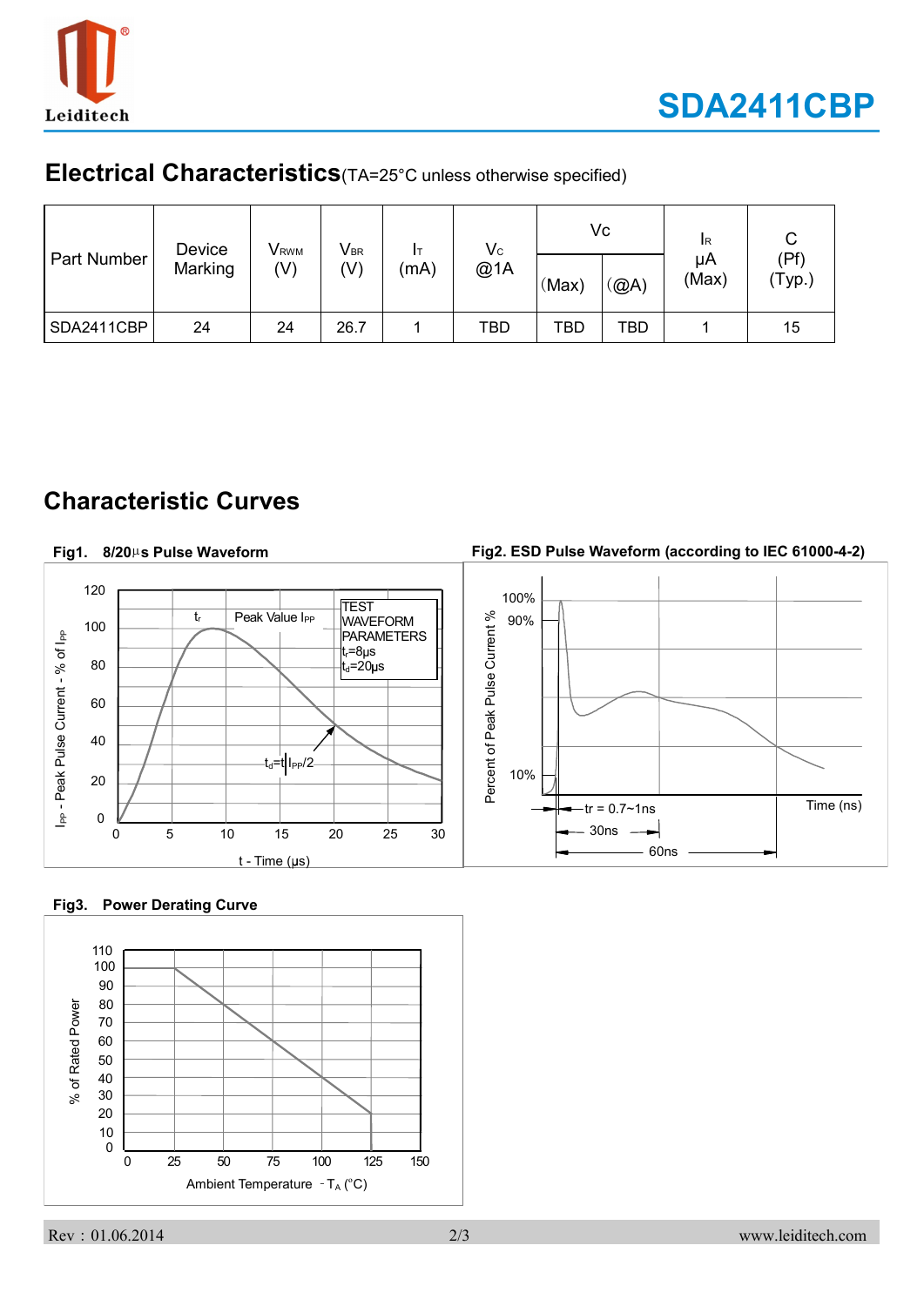## Electrical Characteristics (TA=25°C unless otherwise specified)

| Part Number | Device Marking | $V_{RWM}$ (V) | $V_{BR}$ (V) | $I_T$ (mA) | $V_C$ @1A | $V_C$ | | $I_R$ μA (Max) | C (Pf) (Typ.) |
|---|---|---|---|---|---|---|---|---|---|
| | | | | | | (Max) | (@A) | | |
| SDA2411CBP | 24 | 24 | 26.7 | 1 | TBD | TBD | TBD | 1 | 15 |

## Characteristic Curves

**Fig1. 8/20μs Pulse Waveform**

**Fig2. ESD Pulse Waveform (according to IEC 61000-4-2)**

**Fig3. Power Derating Curve**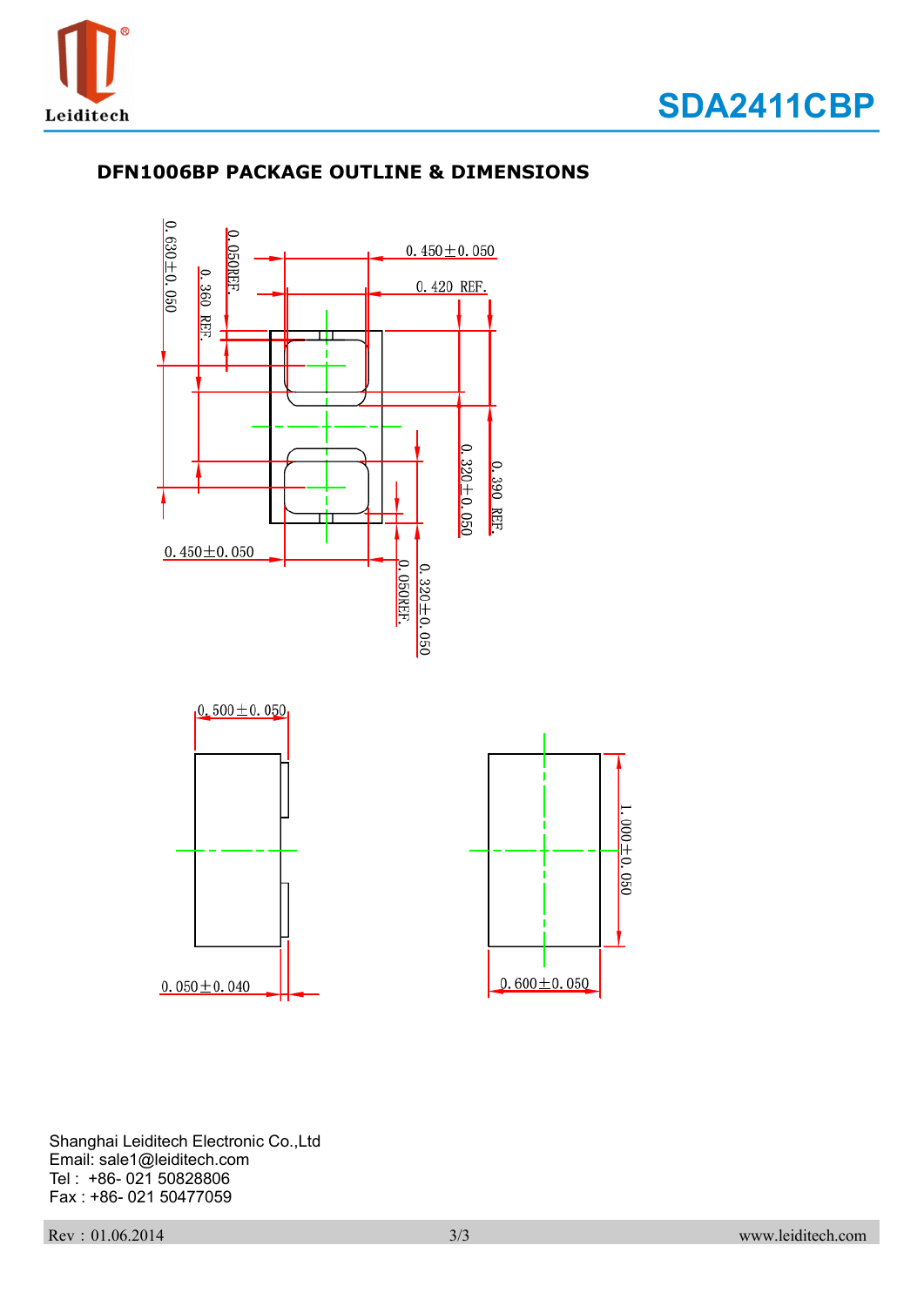## DFN1006BP PACKAGE OUTLINE & DIMENSIONS

0.450±0.050
0.420 REF.
0.630±0.050
0.050REF.
0.360 REF.
0.320±0.050
0.390 REF.
0.450±0.050
0.050REF.
0.320±0.050

0.500±0.050
0.050±0.040

1.000±0.050
0.600±0.050

Shanghai Leiditech Electronic Co.,Ltd
Email: sale1@leiditech.com
Tel : +86- 021 50828806
Fax : +86- 021 50477059

Rev : 01.06.2014 www.leiditech.com